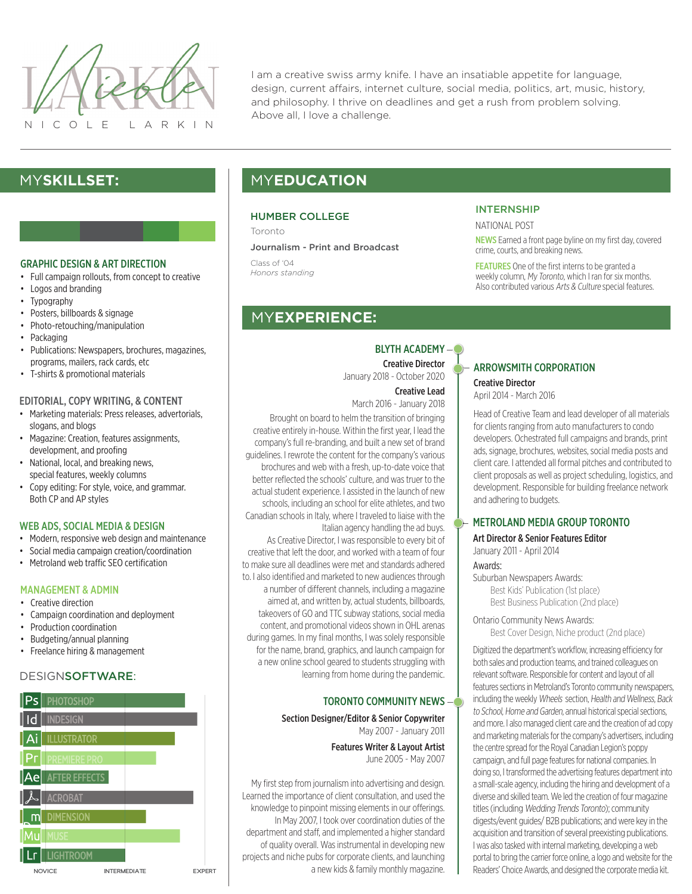# NICOLE LARKIN

I am a creative swiss army knife. I have an insatiable appetite for language, design, current affairs, internet culture, social media, politics, art, music, history, and philosophy. I thrive on deadlines and get a rush from problem solving. Above all, I love a challenge.

## MY SKILLSET:

### GRAPHIC DESIGN & ART DIRECTION

- Full campaign rollouts, from concept to creative
- Logos and branding
- Typography
- Posters, billboards & signage
- Photo-retouching/manipulation
- Packaging
- Publications: Newspapers, brochures, magazines, programs, mailers, rack cards, etc
- T-shirts & promotional materials

### EDITORIAL, COPY WRITING, & CONTENT

- Marketing materials: Press releases, advertorials, slogans, and blogs
- Magazine: Creation, features assignments, development, and proofing
- National, local, and breaking news, special features, weekly columns
- Copy editing: For style, voice, and grammar. Both CP and AP styles

### WEB ADS, SOCIAL MEDIA & DESIGN

- Modern, responsive web design and maintenance
- Social media campaign creation/coordination
- Metroland web traffic SEO certification

### MANAGEMENT & ADMIN

- Creative direction
- Campaign coordination and deployment
- Production coordination
- Budgeting/annual planning
- Freelance hiring & management

### DESIGN SOFTWARE:

- Ps PHOTOSHOP
- Id INDESIGN
- Ai ILLUSTRATOR
- Pr PREMIERE PRO
- Ae AFTER EFFECTS
- ACROBAT
- Dn DIMENSION
- Mu MUSE
- Lr LIGHTROOM

NOVICE — INTERMEDIATE — EXPERT

## MY EDUCATION

### HUMBER COLLEGE

Toronto

**Journalism - Print and Broadcast**

Class of '04
*Honors standing*

### INTERNSHIP

NATIONAL POST

**NEWS** Earned a front page byline on my first day, covered crime, courts, and breaking news.

**FEATURES** One of the first interns to be granted a weekly column, *My Toronto*, which I ran for six months. Also contributed various *Arts & Culture* special features.

## MY EXPERIENCE:

### BLYTH ACADEMY

**Creative Director**
January 2018 - October 2020

**Creative Lead**
March 2016 - January 2018

Brought on board to helm the transition of bringing creative entirely in-house. Within the first year, I lead the company's full re-branding, and built a new set of brand guidelines. I rewrote the content for the company's various brochures and web with a fresh, up-to-date voice that better reflected the schools' culture, and was truer to the actual student experience. I assisted in the launch of new schools, including an school for elite athletes, and two Canadian schools in Italy, where I traveled to liaise with the Italian agency handling the ad buys.

As Creative Director, I was responsible to every bit of creative that left the door, and worked with a team of four to make sure all deadlines were met and standards adhered to. I also identified and marketed to new audiences through a number of different channels, including a magazine aimed at, and written by, actual students, billboards, takeovers of GO and TTC subway stations, social media content, and promotional videos shown in OHL arenas during games. In my final months, I was solely responsible for the name, brand, graphics, and launch campaign for a new online school geared to students struggling with learning from home during the pandemic.

### TORONTO COMMUNITY NEWS

**Section Designer/Editor & Senior Copywriter**
May 2007 - January 2011

**Features Writer & Layout Artist**
June 2005 - May 2007

My first step from journalism into advertising and design. Learned the importance of client consultation, and used the knowledge to pinpoint missing elements in our offerings. In May 2007, I took over coordination duties of the department and staff, and implemented a higher standard of quality overall. Was instrumental in developing new projects and niche pubs for corporate clients, and launching a new kids & family monthly magazine.

### ARROWSMITH CORPORATION

**Creative Director**
April 2014 - March 2016

Head of Creative Team and lead developer of all materials for clients ranging from auto manufacturers to condo developers. Ochestrated full campaigns and brands, print ads, signage, brochures, websites, social media posts and client care. I attended all formal pitches and contributed to client proposals as well as project scheduling, logistics, and development. Responsible for building freelance network and adhering to budgets.

### METROLAND MEDIA GROUP TORONTO

**Art Director & Senior Features Editor**
January 2011 - April 2014

Awards:

Suburban Newspapers Awards:
- Best Kids' Publication (1st place)
- Best Business Publication (2nd place)

Ontario Community News Awards:
- Best Cover Design, Niche product (2nd place)

Digitized the department's workflow, increasing efficiency for both sales and production teams, and trained colleagues on relevant software. Responsible for content and layout of all features sections in Metroland's Toronto community newspapers, including the weekly *Wheels* section, *Health and Wellness, Back to School, Home and Garden,* annual historical special sections, and more. I also managed client care and the creation of ad copy and marketing materials for the company's advertisers, including the centre spread for the Royal Canadian Legion's poppy campaign, and full page features for national companies. In doing so, I transformed the advertising features department into a small-scale agency, including the hiring and development of a diverse and skilled team. We led the creation of four magazine titles (including *Wedding Trends Toronto*); community digests/event guides/ B2B publications; and were key in the acquisition and transition of several preexisting publications. I was also tasked with internal marketing, developing a web portal to bring the carrier force online, a logo and website for the Readers' Choice Awards, and designed the corporate media kit.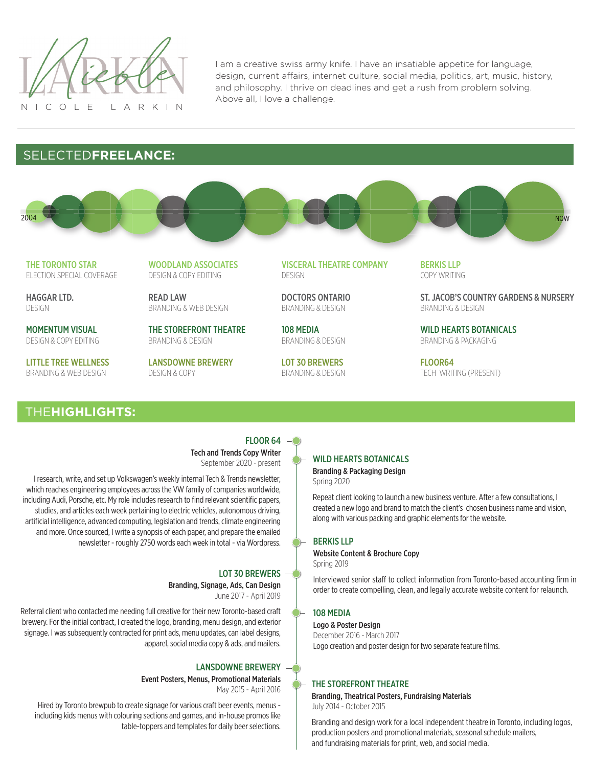NICOLE LARKIN

I am a creative swiss army knife. I have an insatiable appetite for language, design, current affairs, internet culture, social media, politics, art, music, history, and philosophy. I thrive on deadlines and get a rush from problem solving. Above all, I love a challenge.

## SELECTED**FREELANCE:**

2004

NOW

**THE TORONTO STAR**
ELECTION SPECIAL COVERAGE

**HAGGAR LTD.**
DESIGN

**MOMENTUM VISUAL**
DESIGN & COPY EDITING

**LITTLE TREE WELLNESS**
BRANDING & WEB DESIGN

**WOODLAND ASSOCIATES**
DESIGN & COPY EDITING

**READ LAW**
BRANDING & WEB DESIGN

**THE STOREFRONT THEATRE**
BRANDING & DESIGN

**LANSDOWNE BREWERY**
DESIGN & COPY

**VISCERAL THEATRE COMPANY**
DESIGN

**DOCTORS ONTARIO**
BRANDING & DESIGN

**108 MEDIA**
BRANDING & DESIGN

**LOT 30 BREWERS**
BRANDING & DESIGN

**BERKIS LLP**
COPY WRITING

**ST. JACOB'S COUNTRY GARDENS & NURSERY**
BRANDING & DESIGN

**WILD HEARTS BOTANICALS**
BRANDING & PACKAGING

**FLOOR64**
TECH WRITING (PRESENT)

## THE**HIGHLIGHTS:**

### FLOOR 64
**Tech and Trends Copy Writer**
September 2020 - present

I research, write, and set up Volkswagen's weekly internal Tech & Trends newsletter, which reaches engineering employees across the VW family of companies worldwide, including Audi, Porsche, etc. My role includes research to find relevant scientific papers, studies, and articles each week pertaining to electric vehicles, autonomous driving, artificial intelligence, advanced computing, legislation and trends, climate engineering and more. Once sourced, I write a synopsis of each paper, and prepare the emailed newsletter - roughly 2750 words each week in total - via Wordpress.

### WILD HEARTS BOTANICALS
**Branding & Packaging Design**
Spring 2020

Repeat client looking to launch a new business venture. After a few consultations, I created a new logo and brand to match the client's chosen business name and vision, along with various packing and graphic elements for the website.

### BERKIS LLP
**Website Content & Brochure Copy**
Spring 2019

Interviewed senior staff to collect information from Toronto-based accounting firm in order to create compelling, clean, and legally accurate website content for relaunch.

### LOT 30 BREWERS
**Branding, Signage, Ads, Can Design**
June 2017 - April 2019

Referral client who contacted me needing full creative for their new Toronto-based craft brewery. For the initial contract, I created the logo, branding, menu design, and exterior signage. I was subsequently contracted for print ads, menu updates, can label designs, apparel, social media copy & ads, and mailers.

### 108 MEDIA
**Logo & Poster Design**
December 2016 - March 2017
Logo creation and poster design for two separate feature films.

### LANSDOWNE BREWERY
**Event Posters, Menus, Promotional Materials**
May 2015 - April 2016

Hired by Toronto brewpub to create signage for various craft beer events, menus - including kids menus with colouring sections and games, and in-house promos like table-toppers and templates for daily beer selections.

### THE STOREFRONT THEATRE
**Branding, Theatrical Posters, Fundraising Materials**
July 2014 - October 2015

Branding and design work for a local independent theatre in Toronto, including logos, production posters and promotional materials, seasonal schedule mailers, and fundraising materials for print, web, and social media.